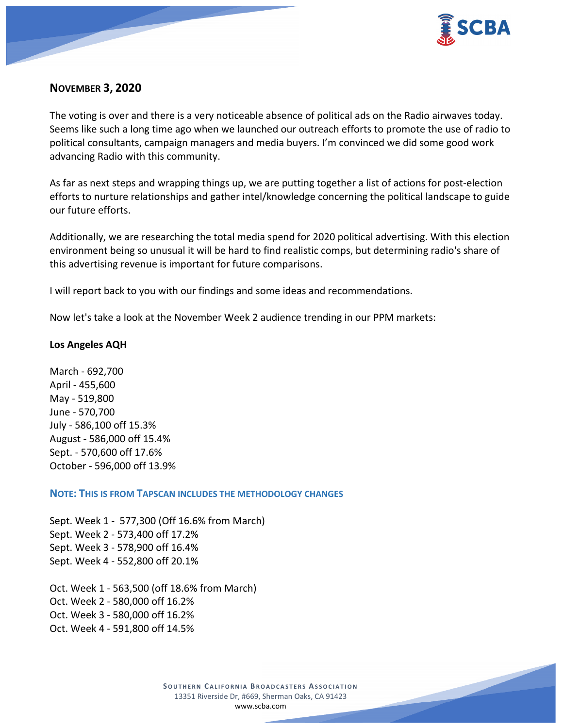## November 3, 2020

The voting is over and there is a very noticeable absence of political ads on the Radio airwaves today. Seems like such a long time ago when we launched our outreach efforts to promote the use of radio to political consultants, campaign managers and media buyers. I'm convinced we did some good work advancing Radio with this community.

As far as next steps and wrapping things up, we are putting together a list of actions for post-election efforts to nurture relationships and gather intel/knowledge concerning the political landscape to guide our future efforts.

Additionally, we are researching the total media spend for 2020 political advertising. With this election environment being so unusual it will be hard to find realistic comps, but determining radio's share of this advertising revenue is important for future comparisons.

I will report back to you with our findings and some ideas and recommendations.

Now let's take a look at the November Week 2 audience trending in our PPM markets:

**Los Angeles AQH**

March - 692,700
April - 455,600
May - 519,800
June - 570,700
July - 586,100 off 15.3%
August - 586,000 off 15.4%
Sept. - 570,600 off 17.6%
October - 596,000 off 13.9%

**Note: This is from Tapscan includes the methodology changes**

Sept. Week 1 - 577,300 (Off 16.6% from March)
Sept. Week 2 - 573,400 off 17.2%
Sept. Week 3 - 578,900 off 16.4%
Sept. Week 4 - 552,800 off 20.1%

Oct. Week 1 - 563,500 (off 18.6% from March)
Oct. Week 2 - 580,000 off 16.2%
Oct. Week 3 - 580,000 off 16.2%
Oct. Week 4 - 591,800 off 14.5%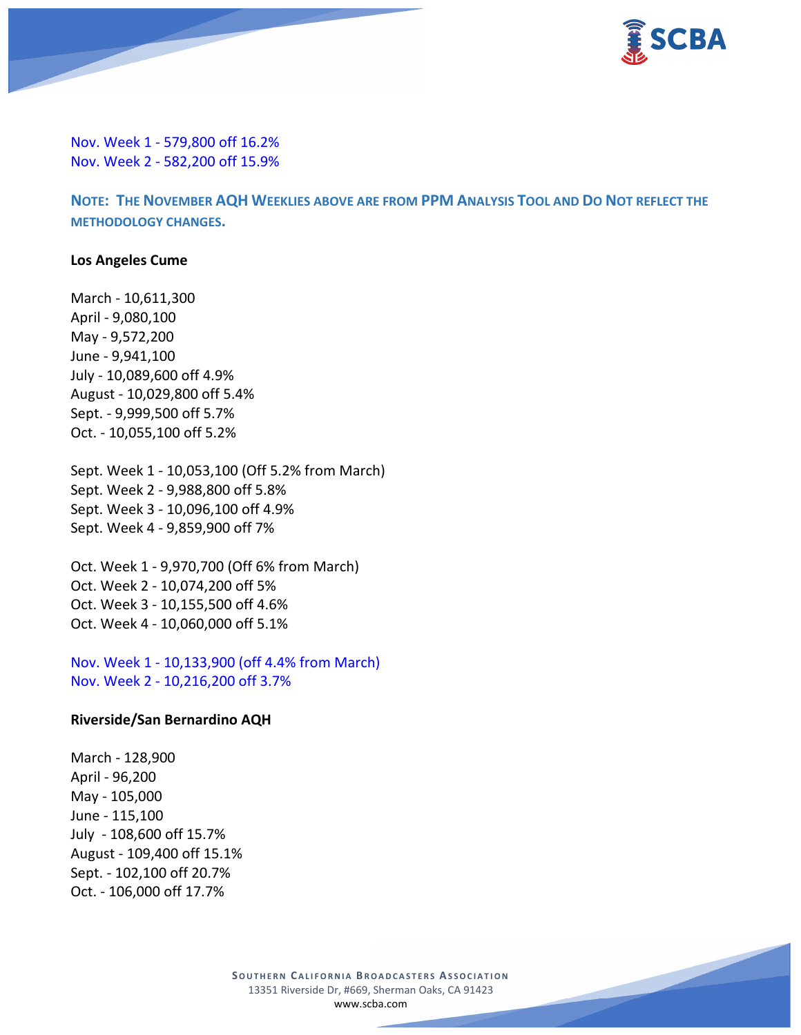Nov. Week 1 - 579,800 off 16.2%
Nov. Week 2 - 582,200 off 15.9%

**NOTE: THE NOVEMBER AQH WEEKLIES ABOVE ARE FROM PPM ANALYSIS TOOL AND DO NOT REFLECT THE METHODOLOGY CHANGES.**

**Los Angeles Cume**

March - 10,611,300
April - 9,080,100
May - 9,572,200
June - 9,941,100
July - 10,089,600 off 4.9%
August - 10,029,800 off 5.4%
Sept. - 9,999,500 off 5.7%
Oct. - 10,055,100 off 5.2%

Sept. Week 1 - 10,053,100 (Off 5.2% from March)
Sept. Week 2 - 9,988,800 off 5.8%
Sept. Week 3 - 10,096,100 off 4.9%
Sept. Week 4 - 9,859,900 off 7%

Oct. Week 1 - 9,970,700 (Off 6% from March)
Oct. Week 2 - 10,074,200 off 5%
Oct. Week 3 - 10,155,500 off 4.6%
Oct. Week 4 - 10,060,000 off 5.1%

Nov. Week 1 - 10,133,900 (off 4.4% from March)
Nov. Week 2 - 10,216,200 off 3.7%

**Riverside/San Bernardino AQH**

March - 128,900
April - 96,200
May - 105,000
June - 115,100
July - 108,600 off 15.7%
August - 109,400 off 15.1%
Sept. - 102,100 off 20.7%
Oct. - 106,000 off 17.7%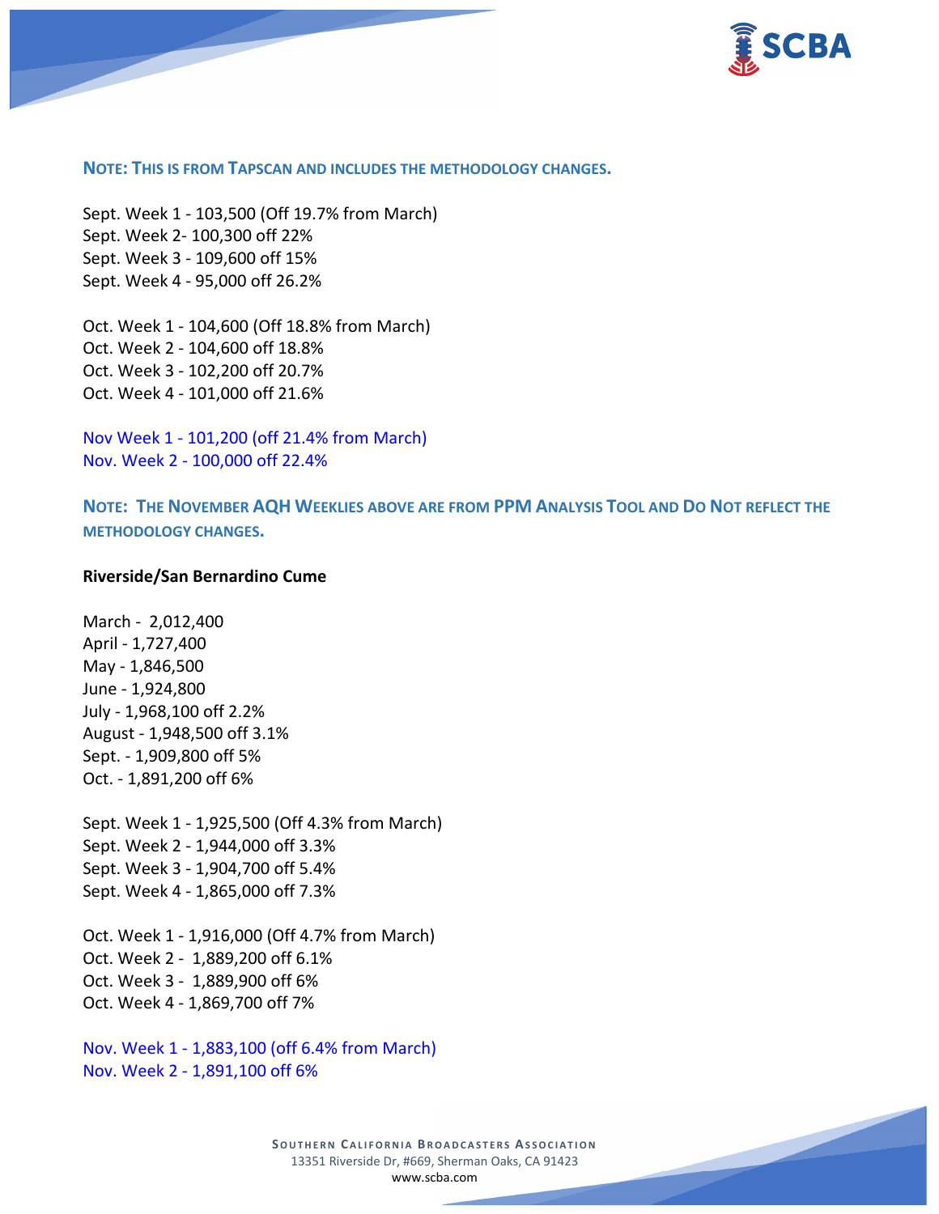**NOTE: THIS IS FROM TAPSCAN AND INCLUDES THE METHODOLOGY CHANGES.**

Sept. Week 1 - 103,500 (Off 19.7% from March)
Sept. Week 2- 100,300 off 22%
Sept. Week 3 - 109,600 off 15%
Sept. Week 4 - 95,000 off 26.2%

Oct. Week 1 - 104,600 (Off 18.8% from March)
Oct. Week 2 - 104,600 off 18.8%
Oct. Week 3 - 102,200 off 20.7%
Oct. Week 4 - 101,000 off 21.6%

Nov Week 1 - 101,200 (off 21.4% from March)
Nov. Week 2 - 100,000 off 22.4%

**NOTE: THE NOVEMBER AQH WEEKLIES ABOVE ARE FROM PPM ANALYSIS TOOL AND DO NOT REFLECT THE METHODOLOGY CHANGES.**

**Riverside/San Bernardino Cume**

March - 2,012,400
April - 1,727,400
May - 1,846,500
June - 1,924,800
July - 1,968,100 off 2.2%
August - 1,948,500 off 3.1%
Sept. - 1,909,800 off 5%
Oct. - 1,891,200 off 6%

Sept. Week 1 - 1,925,500 (Off 4.3% from March)
Sept. Week 2 - 1,944,000 off 3.3%
Sept. Week 3 - 1,904,700 off 5.4%
Sept. Week 4 - 1,865,000 off 7.3%

Oct. Week 1 - 1,916,000 (Off 4.7% from March)
Oct. Week 2 - 1,889,200 off 6.1%
Oct. Week 3 - 1,889,900 off 6%
Oct. Week 4 - 1,869,700 off 7%

Nov. Week 1 - 1,883,100 (off 6.4% from March)
Nov. Week 2 - 1,891,100 off 6%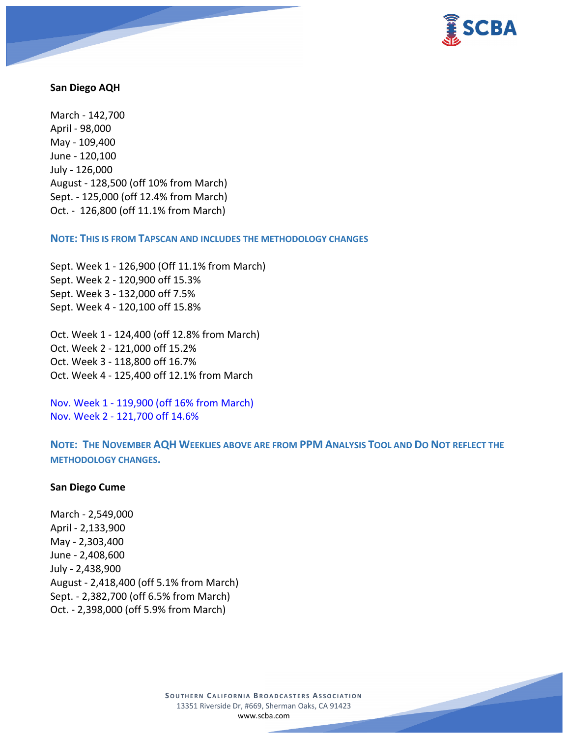**San Diego AQH**

March - 142,700
April - 98,000
May - 109,400
June - 120,100
July - 126,000
August - 128,500 (off 10% from March)
Sept. - 125,000 (off 12.4% from March)
Oct. - 126,800 (off 11.1% from March)

**NOTE: THIS IS FROM TAPSCAN AND INCLUDES THE METHODOLOGY CHANGES**

Sept. Week 1 - 126,900 (Off 11.1% from March)
Sept. Week 2 - 120,900 off 15.3%
Sept. Week 3 - 132,000 off 7.5%
Sept. Week 4 - 120,100 off 15.8%

Oct. Week 1 - 124,400 (off 12.8% from March)
Oct. Week 2 - 121,000 off 15.2%
Oct. Week 3 - 118,800 off 16.7%
Oct. Week 4 - 125,400 off 12.1% from March

Nov. Week 1 - 119,900 (off 16% from March)
Nov. Week 2 - 121,700 off 14.6%

**NOTE: THE NOVEMBER AQH WEEKLIES ABOVE ARE FROM PPM ANALYSIS TOOL AND DO NOT REFLECT THE METHODOLOGY CHANGES.**

**San Diego Cume**

March - 2,549,000
April - 2,133,900
May - 2,303,400
June - 2,408,600
July - 2,438,900
August - 2,418,400 (off 5.1% from March)
Sept. - 2,382,700 (off 6.5% from March)
Oct. - 2,398,000 (off 5.9% from March)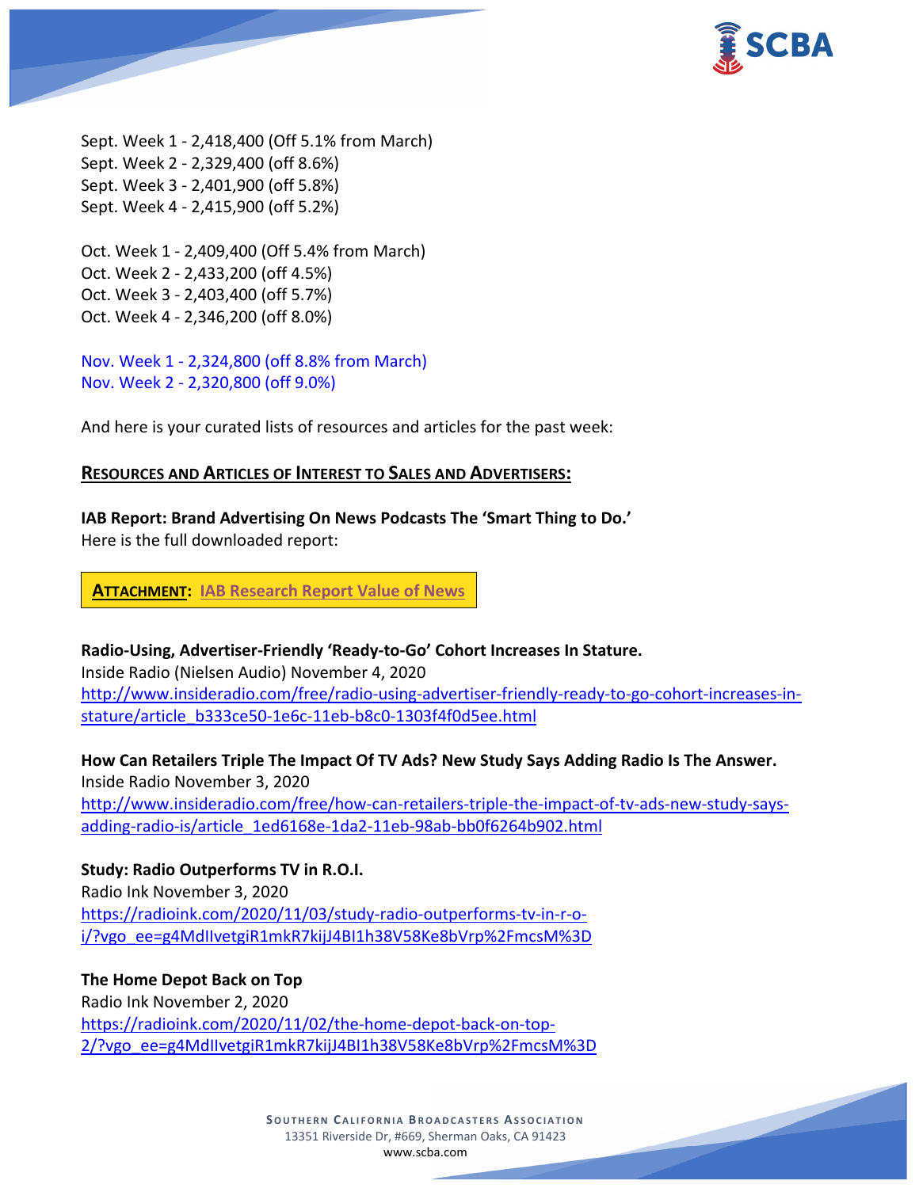Sept. Week 1 - 2,418,400 (Off 5.1% from March)
Sept. Week 2 - 2,329,400 (off 8.6%)
Sept. Week 3 - 2,401,900 (off 5.8%)
Sept. Week 4 - 2,415,900 (off 5.2%)

Oct. Week 1 - 2,409,400 (Off 5.4% from March)
Oct. Week 2 - 2,433,200 (off 4.5%)
Oct. Week 3 - 2,403,400 (off 5.7%)
Oct. Week 4 - 2,346,200 (off 8.0%)

Nov. Week 1 - 2,324,800 (off 8.8% from March)
Nov. Week 2 - 2,320,800 (off 9.0%)

And here is your curated lists of resources and articles for the past week:

## RESOURCES AND ARTICLES OF INTEREST TO SALES AND ADVERTISERS:

**IAB Report: Brand Advertising On News Podcasts The 'Smart Thing to Do.'**
Here is the full downloaded report:

**ATTACHMENT: IAB Research Report Value of News**

**Radio-Using, Advertiser-Friendly 'Ready-to-Go' Cohort Increases In Stature.**
Inside Radio (Nielsen Audio) November 4, 2020
http://www.insideradio.com/free/radio-using-advertiser-friendly-ready-to-go-cohort-increases-in-stature/article_b333ce50-1e6c-11eb-b8c0-1303f4f0d5ee.html

**How Can Retailers Triple The Impact Of TV Ads? New Study Says Adding Radio Is The Answer.**
Inside Radio November 3, 2020
http://www.insideradio.com/free/how-can-retailers-triple-the-impact-of-tv-ads-new-study-says-adding-radio-is/article_1ed6168e-1da2-11eb-98ab-bb0f6264b902.html

**Study: Radio Outperforms TV in R.O.I.**
Radio Ink November 3, 2020
https://radioink.com/2020/11/03/study-radio-outperforms-tv-in-r-o-i/?vgo_ee=g4MdIIvetgiR1mkR7kijJ4BI1h38V58Ke8bVrp%2FmcsM%3D

**The Home Depot Back on Top**
Radio Ink November 2, 2020
https://radioink.com/2020/11/02/the-home-depot-back-on-top-2/?vgo_ee=g4MdIIvetgiR1mkR7kijJ4BI1h38V58Ke8bVrp%2FmcsM%3D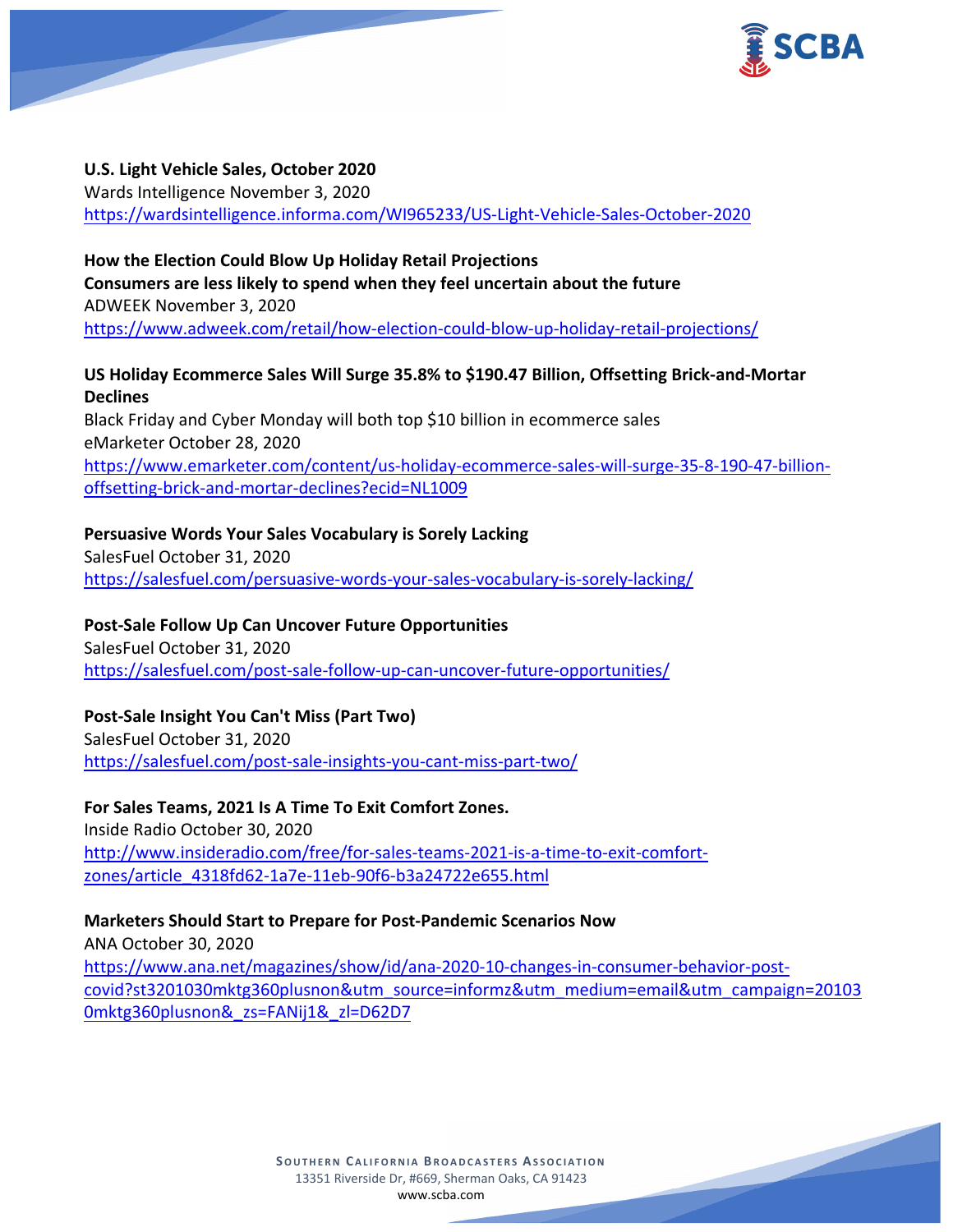**U.S. Light Vehicle Sales, October 2020**
Wards Intelligence November 3, 2020
https://wardsintelligence.informa.com/WI965233/US-Light-Vehicle-Sales-October-2020

**How the Election Could Blow Up Holiday Retail Projections**
**Consumers are less likely to spend when they feel uncertain about the future**
ADWEEK November 3, 2020
https://www.adweek.com/retail/how-election-could-blow-up-holiday-retail-projections/

**US Holiday Ecommerce Sales Will Surge 35.8% to $190.47 Billion, Offsetting Brick-and-Mortar Declines**
Black Friday and Cyber Monday will both top $10 billion in ecommerce sales
eMarketer October 28, 2020
https://www.emarketer.com/content/us-holiday-ecommerce-sales-will-surge-35-8-190-47-billion-offsetting-brick-and-mortar-declines?ecid=NL1009

**Persuasive Words Your Sales Vocabulary is Sorely Lacking**
SalesFuel October 31, 2020
https://salesfuel.com/persuasive-words-your-sales-vocabulary-is-sorely-lacking/

**Post-Sale Follow Up Can Uncover Future Opportunities**
SalesFuel October 31, 2020
https://salesfuel.com/post-sale-follow-up-can-uncover-future-opportunities/

**Post-Sale Insight You Can't Miss (Part Two)**
SalesFuel October 31, 2020
https://salesfuel.com/post-sale-insights-you-cant-miss-part-two/

**For Sales Teams, 2021 Is A Time To Exit Comfort Zones.**
Inside Radio October 30, 2020
http://www.insideradio.com/free/for-sales-teams-2021-is-a-time-to-exit-comfort-zones/article_4318fd62-1a7e-11eb-90f6-b3a24722e655.html

**Marketers Should Start to Prepare for Post-Pandemic Scenarios Now**
ANA October 30, 2020
https://www.ana.net/magazines/show/id/ana-2020-10-changes-in-consumer-behavior-post-covid?st3201030mktg360plusnon&utm_source=informz&utm_medium=email&utm_campaign=201030mktg360plusnon&_zs=FANij1&_zl=D62D7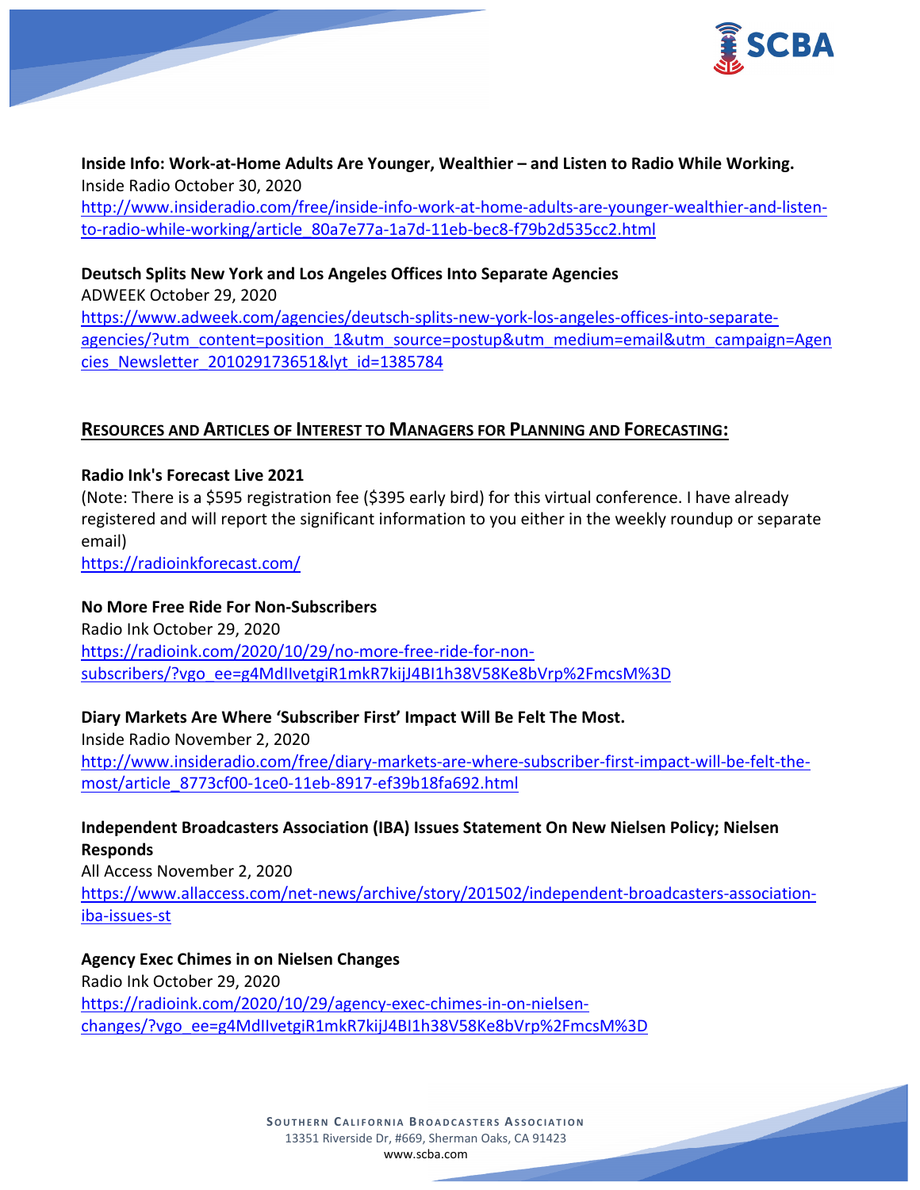**Inside Info: Work-at-Home Adults Are Younger, Wealthier – and Listen to Radio While Working.**
Inside Radio October 30, 2020
http://www.insideradio.com/free/inside-info-work-at-home-adults-are-younger-wealthier-and-listen-to-radio-while-working/article_80a7e77a-1a7d-11eb-bec8-f79b2d535cc2.html

**Deutsch Splits New York and Los Angeles Offices Into Separate Agencies**
ADWEEK October 29, 2020
https://www.adweek.com/agencies/deutsch-splits-new-york-los-angeles-offices-into-separate-agencies/?utm_content=position_1&utm_source=postup&utm_medium=email&utm_campaign=Agencies_Newsletter_201029173651&lyt_id=1385784

## RESOURCES AND ARTICLES OF INTEREST TO MANAGERS FOR PLANNING AND FORECASTING:

**Radio Ink's Forecast Live 2021**
(Note: There is a $595 registration fee ($395 early bird) for this virtual conference. I have already registered and will report the significant information to you either in the weekly roundup or separate email)
https://radioinkforecast.com/

**No More Free Ride For Non-Subscribers**
Radio Ink October 29, 2020
https://radioink.com/2020/10/29/no-more-free-ride-for-non-subscribers/?vgo_ee=g4MdIIvetgiR1mkR7kijJ4BI1h38V58Ke8bVrp%2FmcsM%3D

**Diary Markets Are Where 'Subscriber First' Impact Will Be Felt The Most.**
Inside Radio November 2, 2020
http://www.insideradio.com/free/diary-markets-are-where-subscriber-first-impact-will-be-felt-the-most/article_8773cf00-1ce0-11eb-8917-ef39b18fa692.html

**Independent Broadcasters Association (IBA) Issues Statement On New Nielsen Policy; Nielsen Responds**
All Access November 2, 2020
https://www.allaccess.com/net-news/archive/story/201502/independent-broadcasters-association-iba-issues-st

**Agency Exec Chimes in on Nielsen Changes**
Radio Ink October 29, 2020
https://radioink.com/2020/10/29/agency-exec-chimes-in-on-nielsen-changes/?vgo_ee=g4MdIIvetgiR1mkR7kijJ4BI1h38V58Ke8bVrp%2FmcsM%3D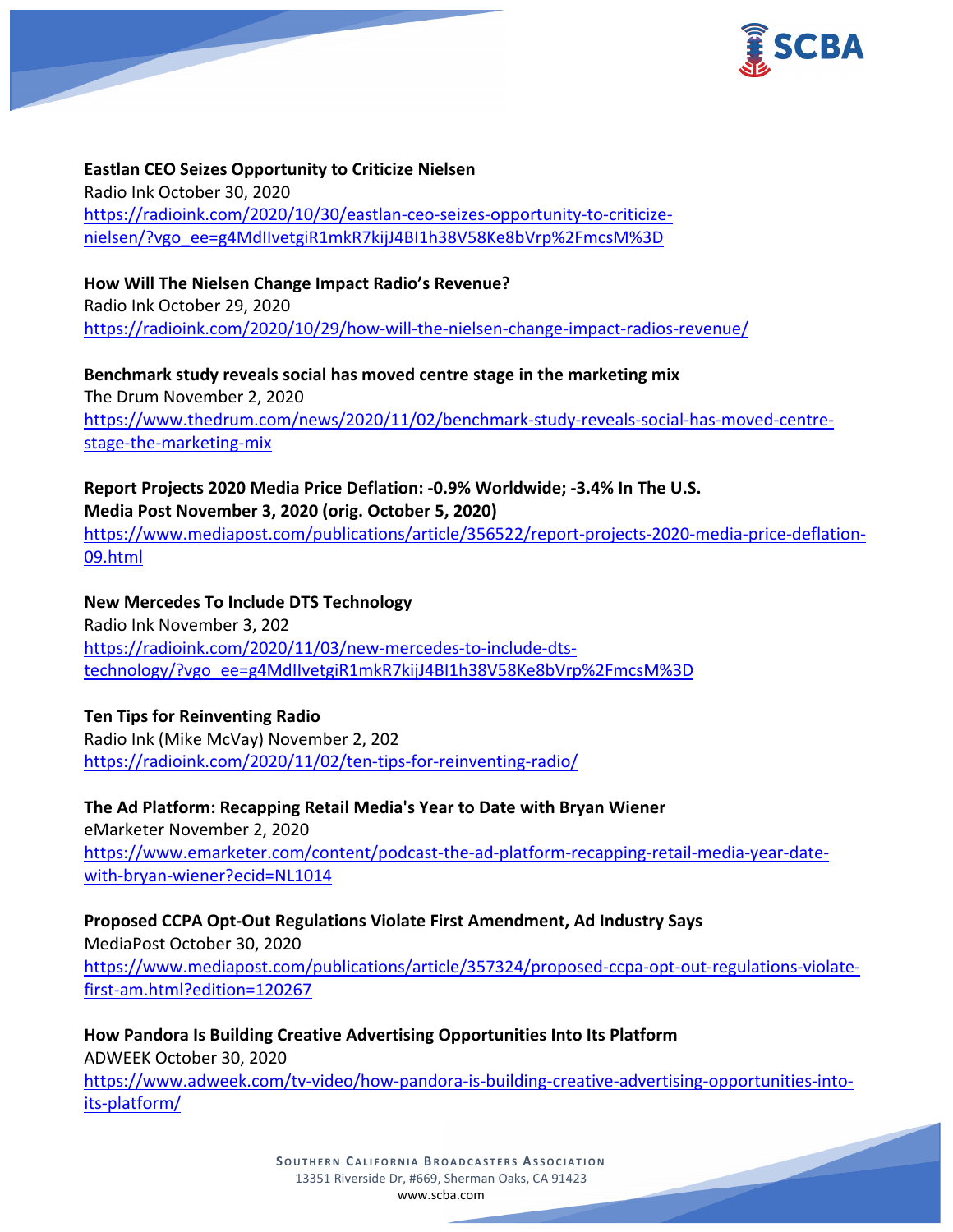**Eastlan CEO Seizes Opportunity to Criticize Nielsen**
Radio Ink October 30, 2020
https://radioink.com/2020/10/30/eastlan-ceo-seizes-opportunity-to-criticize-nielsen/?vgo_ee=g4MdIlvetgiR1mkR7kijJ4BI1h38V58Ke8bVrp%2FmcsM%3D

**How Will The Nielsen Change Impact Radio's Revenue?**
Radio Ink October 29, 2020
https://radioink.com/2020/10/29/how-will-the-nielsen-change-impact-radios-revenue/

**Benchmark study reveals social has moved centre stage in the marketing mix**
The Drum November 2, 2020
https://www.thedrum.com/news/2020/11/02/benchmark-study-reveals-social-has-moved-centre-stage-the-marketing-mix

**Report Projects 2020 Media Price Deflation: -0.9% Worldwide; -3.4% In The U.S.**
**Media Post November 3, 2020 (orig. October 5, 2020)**
https://www.mediapost.com/publications/article/356522/report-projects-2020-media-price-deflation-09.html

**New Mercedes To Include DTS Technology**
Radio Ink November 3, 202
https://radioink.com/2020/11/03/new-mercedes-to-include-dts-technology/?vgo_ee=g4MdIlvetgiR1mkR7kijJ4BI1h38V58Ke8bVrp%2FmcsM%3D

**Ten Tips for Reinventing Radio**
Radio Ink (Mike McVay) November 2, 202
https://radioink.com/2020/11/02/ten-tips-for-reinventing-radio/

**The Ad Platform: Recapping Retail Media's Year to Date with Bryan Wiener**
eMarketer November 2, 2020
https://www.emarketer.com/content/podcast-the-ad-platform-recapping-retail-media-year-date-with-bryan-wiener?ecid=NL1014

**Proposed CCPA Opt-Out Regulations Violate First Amendment, Ad Industry Says**
MediaPost October 30, 2020
https://www.mediapost.com/publications/article/357324/proposed-ccpa-opt-out-regulations-violate-first-am.html?edition=120267

**How Pandora Is Building Creative Advertising Opportunities Into Its Platform**
ADWEEK October 30, 2020
https://www.adweek.com/tv-video/how-pandora-is-building-creative-advertising-opportunities-into-its-platform/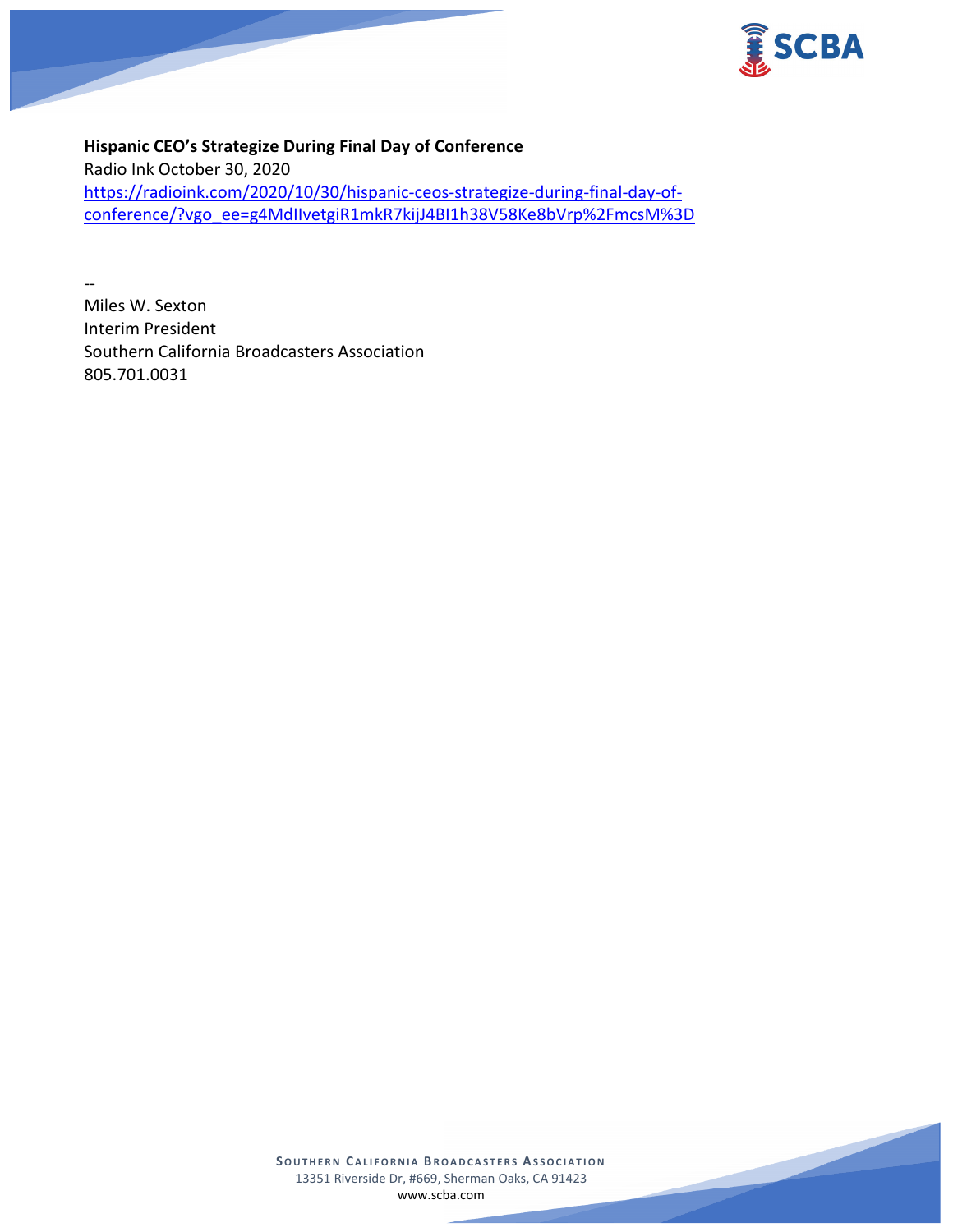**Hispanic CEO's Strategize During Final Day of Conference**
Radio Ink October 30, 2020
https://radioink.com/2020/10/30/hispanic-ceos-strategize-during-final-day-of-conference/?vgo_ee=g4MdIIvetgiR1mkR7kijJ4BI1h38V58Ke8bVrp%2FmcsM%3D

--
Miles W. Sexton
Interim President
Southern California Broadcasters Association
805.701.0031